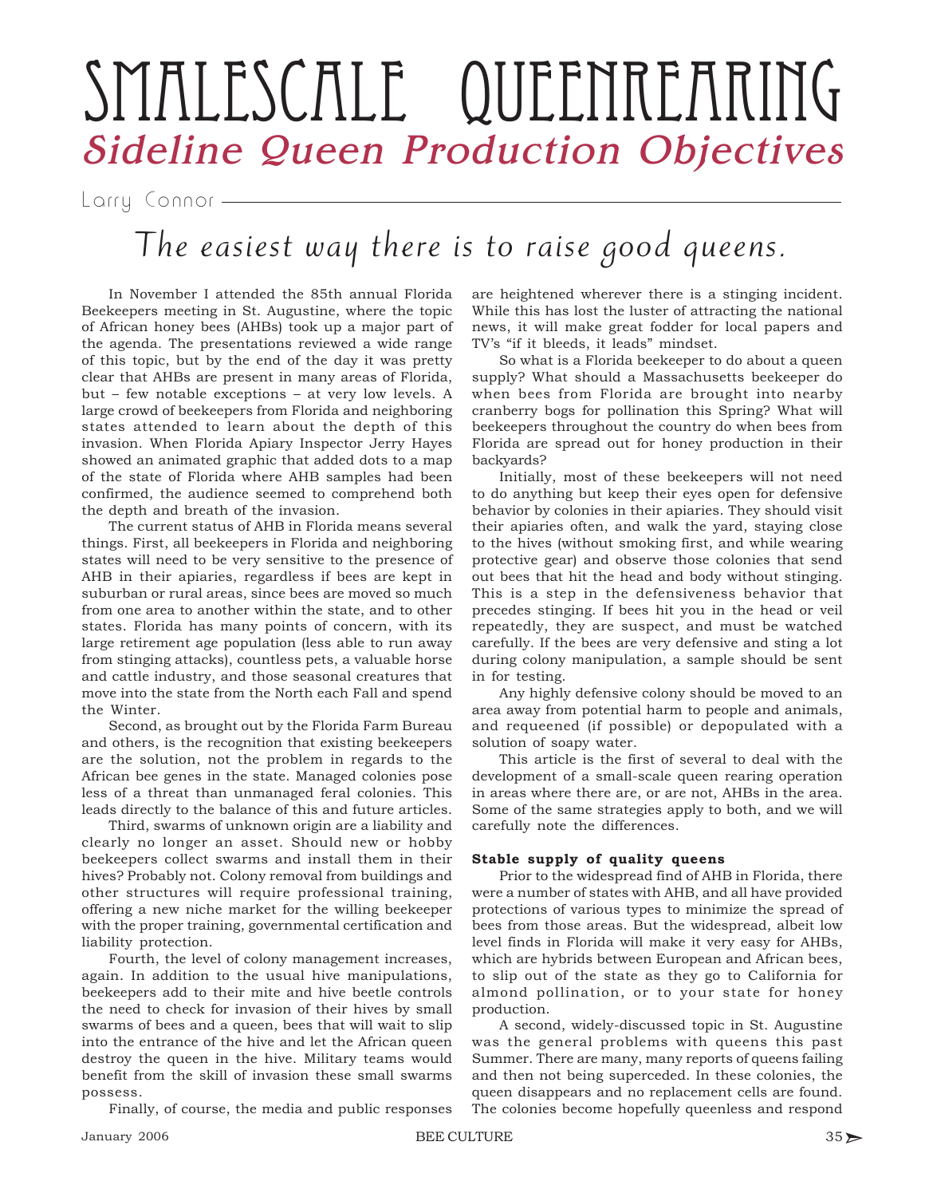# SMALESCALE QUEENREARING

## *Sideline Queen Production Objectives*

Larry Connor

### *The easiest way there is to raise good queens.*

In November I attended the 85th annual Florida Beekeepers meeting in St. Augustine, where the topic of African honey bees (AHBs) took up a major part of the agenda. The presentations reviewed a wide range of this topic, but by the end of the day it was pretty clear that AHBs are present in many areas of Florida, but – few notable exceptions – at very low levels. A large crowd of beekeepers from Florida and neighboring states attended to learn about the depth of this invasion. When Florida Apiary Inspector Jerry Hayes showed an animated graphic that added dots to a map of the state of Florida where AHB samples had been confirmed, the audience seemed to comprehend both the depth and breath of the invasion.

The current status of AHB in Florida means several things. First, all beekeepers in Florida and neighboring states will need to be very sensitive to the presence of AHB in their apiaries, regardless if bees are kept in suburban or rural areas, since bees are moved so much from one area to another within the state, and to other states. Florida has many points of concern, with its large retirement age population (less able to run away from stinging attacks), countless pets, a valuable horse and cattle industry, and those seasonal creatures that move into the state from the North each Fall and spend the Winter.

Second, as brought out by the Florida Farm Bureau and others, is the recognition that existing beekeepers are the solution, not the problem in regards to the African bee genes in the state. Managed colonies pose less of a threat than unmanaged feral colonies. This leads directly to the balance of this and future articles.

Third, swarms of unknown origin are a liability and clearly no longer an asset. Should new or hobby beekeepers collect swarms and install them in their hives? Probably not. Colony removal from buildings and other structures will require professional training, offering a new niche market for the willing beekeeper with the proper training, governmental certification and liability protection.

Fourth, the level of colony management increases, again. In addition to the usual hive manipulations, beekeepers add to their mite and hive beetle controls the need to check for invasion of their hives by small swarms of bees and a queen, bees that will wait to slip into the entrance of the hive and let the African queen destroy the queen in the hive. Military teams would benefit from the skill of invasion these small swarms possess.

Finally, of course, the media and public responses are heightened wherever there is a stinging incident. While this has lost the luster of attracting the national news, it will make great fodder for local papers and TV's "if it bleeds, it leads" mindset.

So what is a Florida beekeeper to do about a queen supply? What should a Massachusetts beekeeper do when bees from Florida are brought into nearby cranberry bogs for pollination this Spring? What will beekeepers throughout the country do when bees from Florida are spread out for honey production in their backyards?

Initially, most of these beekeepers will not need to do anything but keep their eyes open for defensive behavior by colonies in their apiaries. They should visit their apiaries often, and walk the yard, staying close to the hives (without smoking first, and while wearing protective gear) and observe those colonies that send out bees that hit the head and body without stinging. This is a step in the defensiveness behavior that precedes stinging. If bees hit you in the head or veil repeatedly, they are suspect, and must be watched carefully. If the bees are very defensive and sting a lot during colony manipulation, a sample should be sent in for testing.

Any highly defensive colony should be moved to an area away from potential harm to people and animals, and requeened (if possible) or depopulated with a solution of soapy water.

This article is the first of several to deal with the development of a small-scale queen rearing operation in areas where there are, or are not, AHBs in the area. Some of the same strategies apply to both, and we will carefully note the differences.

**Stable supply of quality queens**

Prior to the widespread find of AHB in Florida, there were a number of states with AHB, and all have provided protections of various types to minimize the spread of bees from those areas. But the widespread, albeit low level finds in Florida will make it very easy for AHBs, which are hybrids between European and African bees, to slip out of the state as they go to California for almond pollination, or to your state for honey production.

A second, widely-discussed topic in St. Augustine was the general problems with queens this past Summer. There are many, many reports of queens failing and then not being superceded. In these colonies, the queen disappears and no replacement cells are found. The colonies become hopefully queenless and respond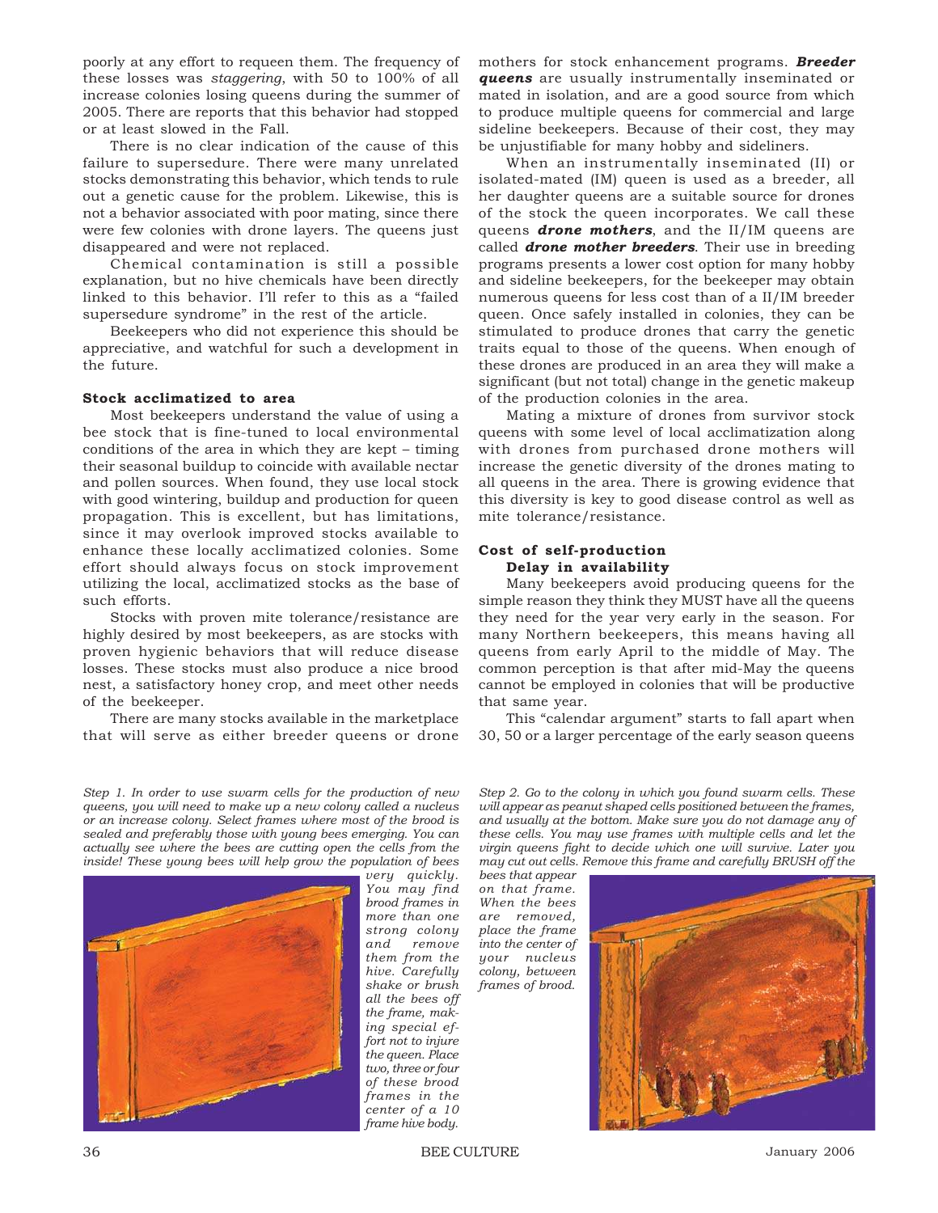poorly at any effort to requeen them. The frequency of these losses was *staggering*, with 50 to 100% of all increase colonies losing queens during the summer of 2005. There are reports that this behavior had stopped or at least slowed in the Fall.

There is no clear indication of the cause of this failure to supersedure. There were many unrelated stocks demonstrating this behavior, which tends to rule out a genetic cause for the problem. Likewise, this is not a behavior associated with poor mating, since there were few colonies with drone layers. The queens just disappeared and were not replaced.

Chemical contamination is still a possible explanation, but no hive chemicals have been directly linked to this behavior. I'll refer to this as a "failed supersedure syndrome" in the rest of the article.

Beekeepers who did not experience this should be appreciative, and watchful for such a development in the future.

**Stock acclimatized to area**

Most beekeepers understand the value of using a bee stock that is fine-tuned to local environmental conditions of the area in which they are kept – timing their seasonal buildup to coincide with available nectar and pollen sources. When found, they use local stock with good wintering, buildup and production for queen propagation. This is excellent, but has limitations, since it may overlook improved stocks available to enhance these locally acclimatized colonies. Some effort should always focus on stock improvement utilizing the local, acclimatized stocks as the base of such efforts.

Stocks with proven mite tolerance/resistance are highly desired by most beekeepers, as are stocks with proven hygienic behaviors that will reduce disease losses. These stocks must also produce a nice brood nest, a satisfactory honey crop, and meet other needs of the beekeeper.

There are many stocks available in the marketplace that will serve as either breeder queens or drone mothers for stock enhancement programs. ***Breeder queens*** are usually instrumentally inseminated or mated in isolation, and are a good source from which to produce multiple queens for commercial and large sideline beekeepers. Because of their cost, they may be unjustifiable for many hobby and sideliners.

When an instrumentally inseminated (II) or isolated-mated (IM) queen is used as a breeder, all her daughter queens are a suitable source for drones of the stock the queen incorporates. We call these queens ***drone mothers***, and the II/IM queens are called ***drone mother breeders***. Their use in breeding programs presents a lower cost option for many hobby and sideline beekeepers, for the beekeeper may obtain numerous queens for less cost than of a II/IM breeder queen. Once safely installed in colonies, they can be stimulated to produce drones that carry the genetic traits equal to those of the queens. When enough of these drones are produced in an area they will make a significant (but not total) change in the genetic makeup of the production colonies in the area.

Mating a mixture of drones from survivor stock queens with some level of local acclimatization along with drones from purchased drone mothers will increase the genetic diversity of the drones mating to all queens in the area. There is growing evidence that this diversity is key to good disease control as well as mite tolerance/resistance.

**Cost of self-production**

**Delay in availability**

Many beekeepers avoid producing queens for the simple reason they think they MUST have all the queens they need for the year very early in the season. For many Northern beekeepers, this means having all queens from early April to the middle of May. The common perception is that after mid-May the queens cannot be employed in colonies that will be productive that same year.

This "calendar argument" starts to fall apart when 30, 50 or a larger percentage of the early season queens

*Step 1. In order to use swarm cells for the production of new queens, you will need to make up a new colony called a nucleus or an increase colony. Select frames where most of the brood is sealed and preferably those with young bees emerging. You can actually see where the bees are cutting open the cells from the inside! These young bees will help grow the population of bees very quickly. You may find brood frames in more than one strong colony and remove them from the hive. Carefully shake or brush all the bees off the frame, making special effort not to injure the queen. Place two, three or four of these brood frames in the center of a 10 frame hive body.*

*Step 2. Go to the colony in which you found swarm cells. These will appear as peanut shaped cells positioned between the frames, and usually at the bottom. Make sure you do not damage any of these cells. You may use frames with multiple cells and let the virgin queens fight to decide which one will survive. Later you may cut out cells. Remove this frame and carefully BRUSH off the bees that appear on that frame. When the bees are removed, place the frame into the center of your nucleus colony, between frames of brood.*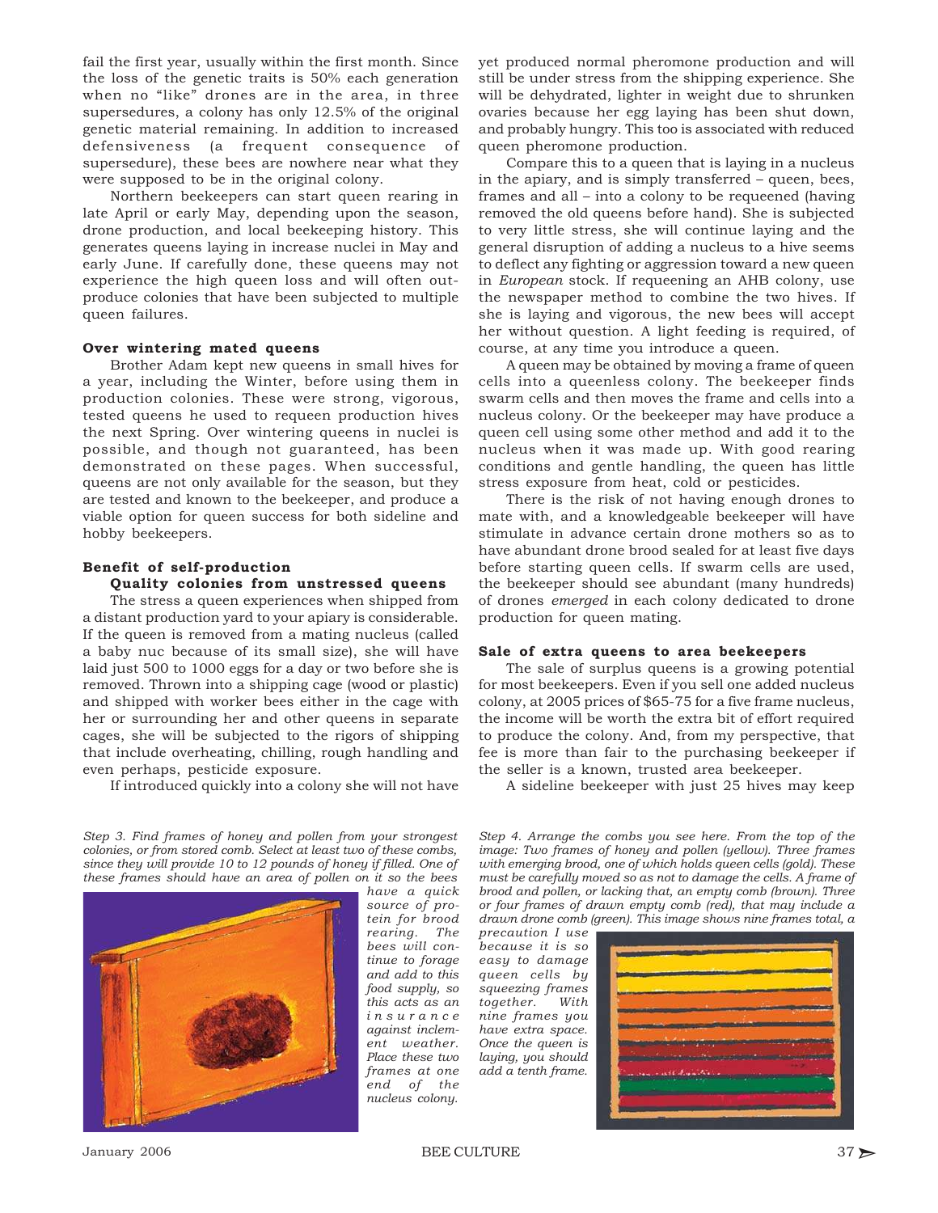fail the first year, usually within the first month. Since the loss of the genetic traits is 50% each generation when no "like" drones are in the area, in three supersedures, a colony has only 12.5% of the original genetic material remaining. In addition to increased defensiveness (a frequent consequence of supersedure), these bees are nowhere near what they were supposed to be in the original colony.

Northern beekeepers can start queen rearing in late April or early May, depending upon the season, drone production, and local beekeeping history. This generates queens laying in increase nuclei in May and early June. If carefully done, these queens may not experience the high queen loss and will often out-produce colonies that have been subjected to multiple queen failures.

**Over wintering mated queens**

Brother Adam kept new queens in small hives for a year, including the Winter, before using them in production colonies. These were strong, vigorous, tested queens he used to requeen production hives the next Spring. Over wintering queens in nuclei is possible, and though not guaranteed, has been demonstrated on these pages. When successful, queens are not only available for the season, but they are tested and known to the beekeeper, and produce a viable option for queen success for both sideline and hobby beekeepers.

**Benefit of self-production**

**Quality colonies from unstressed queens**

The stress a queen experiences when shipped from a distant production yard to your apiary is considerable. If the queen is removed from a mating nucleus (called a baby nuc because of its small size), she will have laid just 500 to 1000 eggs for a day or two before she is removed. Thrown into a shipping cage (wood or plastic) and shipped with worker bees either in the cage with her or surrounding her and other queens in separate cages, she will be subjected to the rigors of shipping that include overheating, chilling, rough handling and even perhaps, pesticide exposure.

If introduced quickly into a colony she will not have yet produced normal pheromone production and will still be under stress from the shipping experience. She will be dehydrated, lighter in weight due to shrunken ovaries because her egg laying has been shut down, and probably hungry. This too is associated with reduced queen pheromone production.

Compare this to a queen that is laying in a nucleus in the apiary, and is simply transferred – queen, bees, frames and all – into a colony to be requeened (having removed the old queens before hand). She is subjected to very little stress, she will continue laying and the general disruption of adding a nucleus to a hive seems to deflect any fighting or aggression toward a new queen in *European* stock. If requeening an AHB colony, use the newspaper method to combine the two hives. If she is laying and vigorous, the new bees will accept her without question. A light feeding is required, of course, at any time you introduce a queen.

A queen may be obtained by moving a frame of queen cells into a queenless colony. The beekeeper finds swarm cells and then moves the frame and cells into a nucleus colony. Or the beekeeper may have produce a queen cell using some other method and add it to the nucleus when it was made up. With good rearing conditions and gentle handling, the queen has little stress exposure from heat, cold or pesticides.

There is the risk of not having enough drones to mate with, and a knowledgeable beekeeper will have stimulate in advance certain drone mothers so as to have abundant drone brood sealed for at least five days before starting queen cells. If swarm cells are used, the beekeeper should see abundant (many hundreds) of drones *emerged* in each colony dedicated to drone production for queen mating.

**Sale of extra queens to area beekeepers**

The sale of surplus queens is a growing potential for most beekeepers. Even if you sell one added nucleus colony, at 2005 prices of $65-75 for a five frame nucleus, the income will be worth the extra bit of effort required to produce the colony. And, from my perspective, that fee is more than fair to the purchasing beekeeper if the seller is a known, trusted area beekeeper.

A sideline beekeeper with just 25 hives may keep

*Step 3. Find frames of honey and pollen from your strongest colonies, or from stored comb. Select at least two of these combs, since they will provide 10 to 12 pounds of honey if filled. One of these frames should have an area of pollen on it so the bees have a quick source of protein for brood rearing. The bees will continue to forage and add to this food supply, so this acts as an insurance against inclement weather. Place these two frames at one end of the nucleus colony.*

*Step 4. Arrange the combs you see here. From the top of the image: Two frames of honey and pollen (yellow). Three frames with emerging brood, one of which holds queen cells (gold). These must be carefully moved so as not to damage the cells. A frame of brood and pollen, or lacking that, an empty comb (brown). Three or four frames of drawn empty comb (red), that may include a drawn drone comb (green). This image shows nine frames total, a precaution I use because it is so easy to damage queen cells by squeezing frames together. With nine frames you have extra space. Once the queen is laying, you should add a tenth frame.*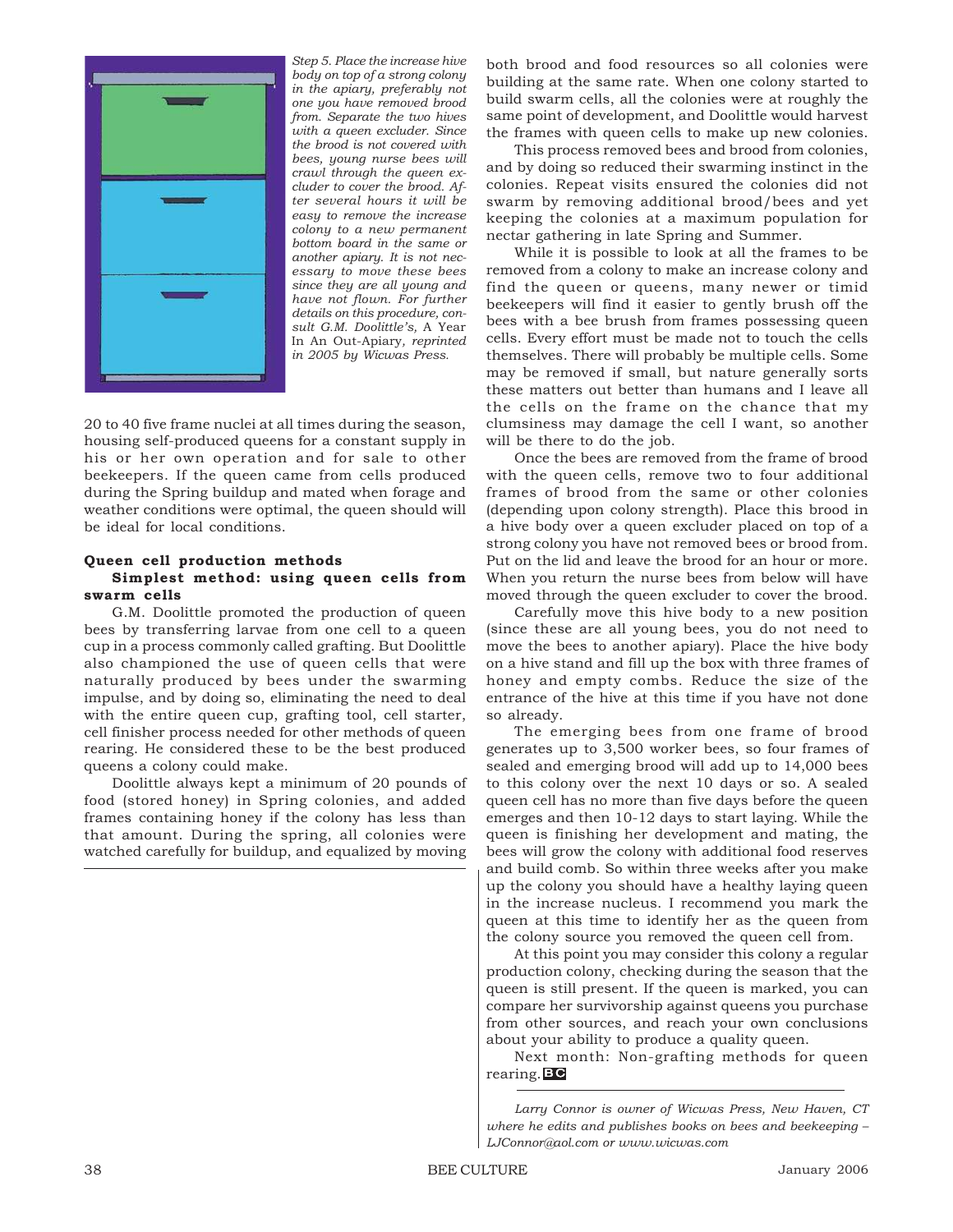*Step 5. Place the increase hive body on top of a strong colony in the apiary, preferably not one you have removed brood from. Separate the two hives with a queen excluder. Since the brood is not covered with bees, young nurse bees will crawl through the queen excluder to cover the brood. After several hours it will be easy to remove the increase colony to a new permanent bottom board in the same or another apiary. It is not necessary to move these bees since they are all young and have not flown. For further details on this procedure, consult G.M. Doolittle's,* A Year In An Out-Apiary*, reprinted in 2005 by Wicwas Press.*

20 to 40 five frame nuclei at all times during the season, housing self-produced queens for a constant supply in his or her own operation and for sale to other beekeepers. If the queen came from cells produced during the Spring buildup and mated when forage and weather conditions were optimal, the queen should will be ideal for local conditions.

**Queen cell production methods**

**Simplest method: using queen cells from swarm cells**

G.M. Doolittle promoted the production of queen bees by transferring larvae from one cell to a queen cup in a process commonly called grafting. But Doolittle also championed the use of queen cells that were naturally produced by bees under the swarming impulse, and by doing so, eliminating the need to deal with the entire queen cup, grafting tool, cell starter, cell finisher process needed for other methods of queen rearing. He considered these to be the best produced queens a colony could make.

Doolittle always kept a minimum of 20 pounds of food (stored honey) in Spring colonies, and added frames containing honey if the colony has less than that amount. During the spring, all colonies were watched carefully for buildup, and equalized by moving both brood and food resources so all colonies were building at the same rate. When one colony started to build swarm cells, all the colonies were at roughly the same point of development, and Doolittle would harvest the frames with queen cells to make up new colonies.

This process removed bees and brood from colonies, and by doing so reduced their swarming instinct in the colonies. Repeat visits ensured the colonies did not swarm by removing additional brood/bees and yet keeping the colonies at a maximum population for nectar gathering in late Spring and Summer.

While it is possible to look at all the frames to be removed from a colony to make an increase colony and find the queen or queens, many newer or timid beekeepers will find it easier to gently brush off the bees with a bee brush from frames possessing queen cells. Every effort must be made not to touch the cells themselves. There will probably be multiple cells. Some may be removed if small, but nature generally sorts these matters out better than humans and I leave all the cells on the frame on the chance that my clumsiness may damage the cell I want, so another will be there to do the job.

Once the bees are removed from the frame of brood with the queen cells, remove two to four additional frames of brood from the same or other colonies (depending upon colony strength). Place this brood in a hive body over a queen excluder placed on top of a strong colony you have not removed bees or brood from. Put on the lid and leave the brood for an hour or more. When you return the nurse bees from below will have moved through the queen excluder to cover the brood.

Carefully move this hive body to a new position (since these are all young bees, you do not need to move the bees to another apiary). Place the hive body on a hive stand and fill up the box with three frames of honey and empty combs. Reduce the size of the entrance of the hive at this time if you have not done so already.

The emerging bees from one frame of brood generates up to 3,500 worker bees, so four frames of sealed and emerging brood will add up to 14,000 bees to this colony over the next 10 days or so. A sealed queen cell has no more than five days before the queen emerges and then 10-12 days to start laying. While the queen is finishing her development and mating, the bees will grow the colony with additional food reserves and build comb. So within three weeks after you make up the colony you should have a healthy laying queen in the increase nucleus. I recommend you mark the queen at this time to identify her as the queen from the colony source you removed the queen cell from.

At this point you may consider this colony a regular production colony, checking during the season that the queen is still present. If the queen is marked, you can compare her survivorship against queens you purchase from other sources, and reach your own conclusions about your ability to produce a quality queen.

Next month: Non-grafting methods for queen rearing. BC

*Larry Connor is owner of Wicwas Press, New Haven, CT where he edits and publishes books on bees and beekeeping – LJConnor@aol.com or www.wicwas.com*